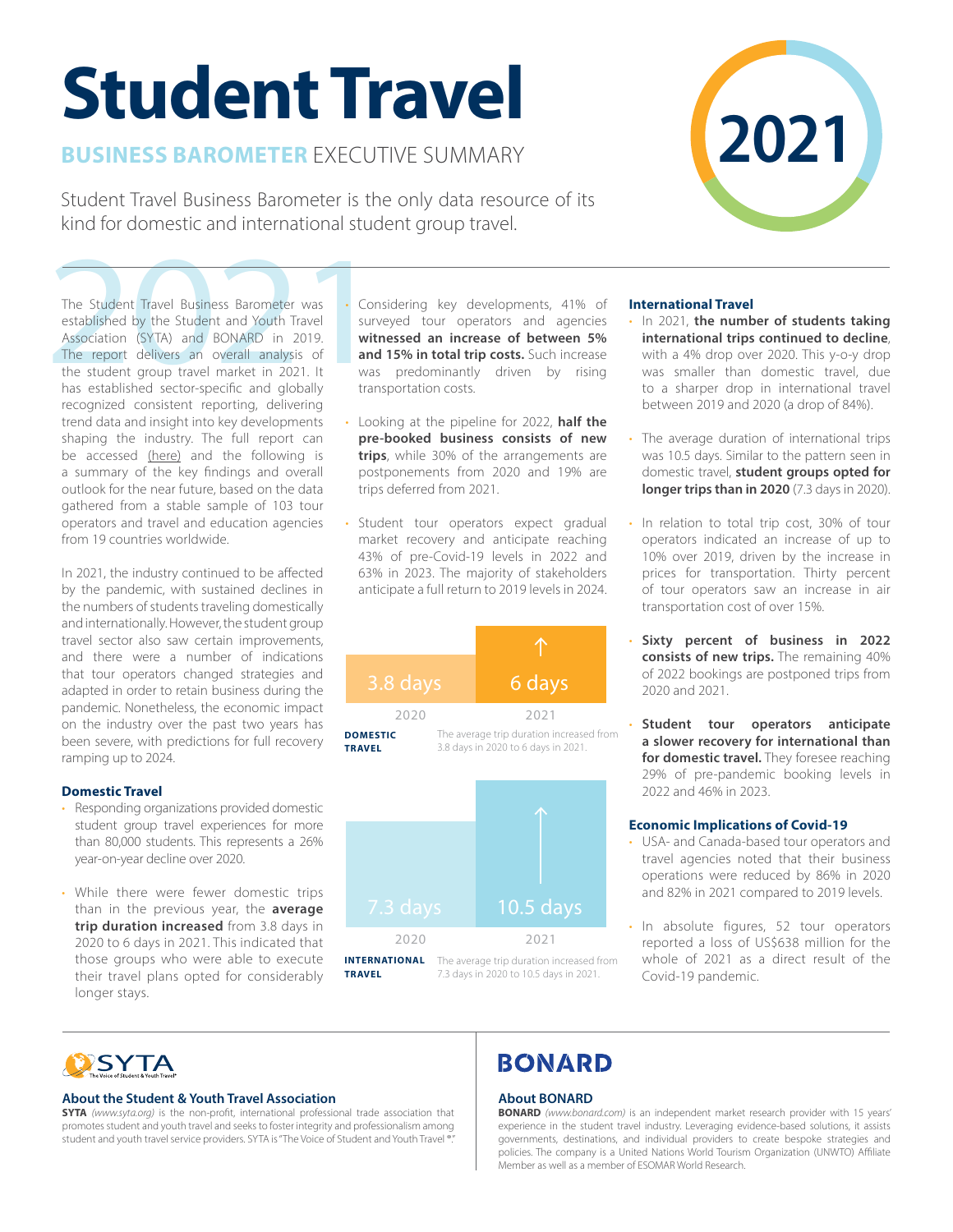# Student Travel

## BUSINESS BAROMETER EXECUTIVE SUMMARY

2021

Student Travel Business Barometer is the only data resource of its kind for domestic and international student group travel.

The Student Travel Business Barometer was established by the Student and Youth Travel Association (SYTA) and BONARD in 2019. The report delivers an overall analysis of the student group travel market in 2021. It has established sector-specific and globally recognized consistent reporting, delivering trend data and insight into key developments shaping the industry. The full report can be accessed (here) and the following is a summary of the key findings and overall outlook for the near future, based on the data gathered from a stable sample of 103 tour operators and travel and education agencies from 19 countries worldwide.

In 2021, the industry continued to be affected by the pandemic, with sustained declines in the numbers of students traveling domestically and internationally. However, the student group travel sector also saw certain improvements, and there were a number of indications that tour operators changed strategies and adapted in order to retain business during the pandemic. Nonetheless, the economic impact on the industry over the past two years has been severe, with predictions for full recovery ramping up to 2024.

### Domestic Travel

- Responding organizations provided domestic student group travel experiences for more than 80,000 students. This represents a 26% year-on-year decline over 2020.
- While there were fewer domestic trips than in the previous year, the **average trip duration increased** from 3.8 days in 2020 to 6 days in 2021. This indicated that those groups who were able to execute their travel plans opted for considerably longer stays.

- Considering key developments, 41% of surveyed tour operators and agencies **witnessed an increase of between 5% and 15% in total trip costs.** Such increase was predominantly driven by rising transportation costs.
- Looking at the pipeline for 2022, **half the pre-booked business consists of new trips**, while 30% of the arrangements are postponements from 2020 and 19% are trips deferred from 2021.
- Student tour operators expect gradual market recovery and anticipate reaching 43% of pre-Covid-19 levels in 2022 and 63% in 2023. The majority of stakeholders anticipate a full return to 2019 levels in 2024.

| | 2020 | 2021 |
|---|---|---|
| **DOMESTIC TRAVEL** | 3.8 days | 6 days |
| **INTERNATIONAL TRAVEL** | 7.3 days | 10.5 days |

**DOMESTIC TRAVEL** The average trip duration increased from 3.8 days in 2020 to 6 days in 2021.

**INTERNATIONAL TRAVEL** The average trip duration increased from 7.3 days in 2020 to 10.5 days in 2021.

### International Travel

- In 2021, **the number of students taking international trips continued to decline**, with a 4% drop over 2020. This y-o-y drop was smaller than domestic travel, due to a sharper drop in international travel between 2019 and 2020 (a drop of 84%).
- The average duration of international trips was 10.5 days. Similar to the pattern seen in domestic travel, **student groups opted for longer trips than in 2020** (7.3 days in 2020).
- In relation to total trip cost, 30% of tour operators indicated an increase of up to 10% over 2019, driven by the increase in prices for transportation. Thirty percent of tour operators saw an increase in air transportation cost of over 15%.
- **Sixty percent of business in 2022 consists of new trips.** The remaining 40% of 2022 bookings are postponed trips from 2020 and 2021.
- **Student tour operators anticipate a slower recovery for international than for domestic travel.** They foresee reaching 29% of pre-pandemic booking levels in 2022 and 46% in 2023.

### Economic Implications of Covid-19

- USA- and Canada-based tour operators and travel agencies noted that their business operations were reduced by 86% in 2020 and 82% in 2021 compared to 2019 levels.
- In absolute figures, 52 tour operators reported a loss of US$638 million for the whole of 2021 as a direct result of the Covid-19 pandemic.

SYTA – The Voice of Student & Youth Travel®

### About the Student & Youth Travel Association

**SYTA** *(www.syta.org)* is the non-profit, international professional trade association that promotes student and youth travel and seeks to foster integrity and professionalism among student and youth travel service providers. SYTA is "The Voice of Student and Youth Travel ®."

BONARD

### About BONARD

**BONARD** *(www.bonard.com)* is an independent market research provider with 15 years' experience in the student travel industry. Leveraging evidence-based solutions, it assists governments, destinations, and individual providers to create bespoke strategies and policies. The company is a United Nations World Tourism Organization (UNWTO) Affiliate Member as well as a member of ESOMAR World Research.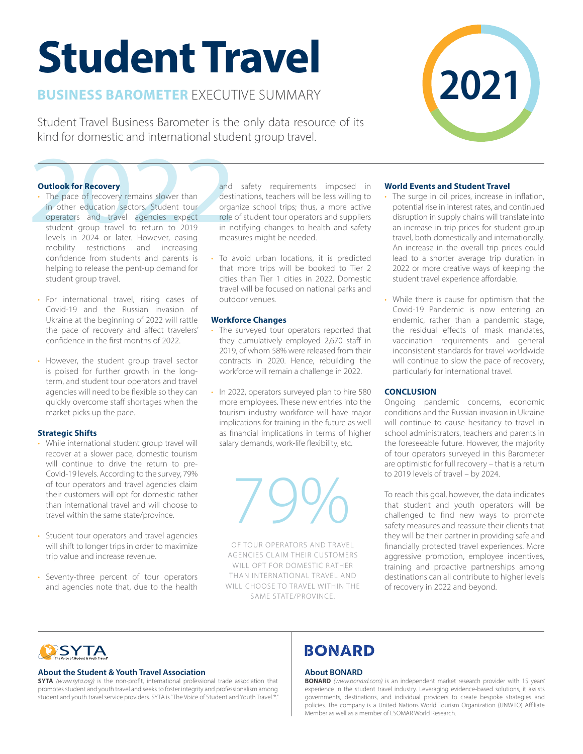# Student Travel

## BUSINESS BAROMETER EXECUTIVE SUMMARY

2021

Student Travel Business Barometer is the only data resource of its kind for domestic and international student group travel.

2022

### Outlook for Recovery

- The pace of recovery remains slower than in other education sectors. Student tour operators and travel agencies expect student group travel to return to 2019 levels in 2024 or later. However, easing mobility restrictions and increasing confidence from students and parents is helping to release the pent-up demand for student group travel.
- For international travel, rising cases of Covid-19 and the Russian invasion of Ukraine at the beginning of 2022 will rattle the pace of recovery and affect travelers' confidence in the first months of 2022.
- However, the student group travel sector is poised for further growth in the long-term, and student tour operators and travel agencies will need to be flexible so they can quickly overcome staff shortages when the market picks up the pace.

### Strategic Shifts

- While international student group travel will recover at a slower pace, domestic tourism will continue to drive the return to pre-Covid-19 levels. According to the survey, 79% of tour operators and travel agencies claim their customers will opt for domestic rather than international travel and will choose to travel within the same state/province.
- Student tour operators and travel agencies will shift to longer trips in order to maximize trip value and increase revenue.
- Seventy-three percent of tour operators and agencies note that, due to the health and safety requirements imposed in destinations, teachers will be less willing to organize school trips; thus, a more active role of student tour operators and suppliers in notifying changes to health and safety measures might be needed.
- To avoid urban locations, it is predicted that more trips will be booked to Tier 2 cities than Tier 1 cities in 2022. Domestic travel will be focused on national parks and outdoor venues.

### Workforce Changes

- The surveyed tour operators reported that they cumulatively employed 2,670 staff in 2019, of whom 58% were released from their contracts in 2020. Hence, rebuilding the workforce will remain a challenge in 2022.
- In 2022, operators surveyed plan to hire 580 more employees. These new entries into the tourism industry workforce will have major implications for training in the future as well as financial implications in terms of higher salary demands, work-life flexibility, etc.

79%

OF TOUR OPERATORS AND TRAVEL AGENCIES CLAIM THEIR CUSTOMERS WILL OPT FOR DOMESTIC RATHER THAN INTERNATIONAL TRAVEL AND WILL CHOOSE TO TRAVEL WITHIN THE SAME STATE/PROVINCE.

### World Events and Student Travel

- The surge in oil prices, increase in inflation, potential rise in interest rates, and continued disruption in supply chains will translate into an increase in trip prices for student group travel, both domestically and internationally. An increase in the overall trip prices could lead to a shorter average trip duration in 2022 or more creative ways of keeping the student travel experience affordable.
- While there is cause for optimism that the Covid-19 Pandemic is now entering an endemic, rather than a pandemic stage, the residual effects of mask mandates, vaccination requirements and general inconsistent standards for travel worldwide will continue to slow the pace of recovery, particularly for international travel.

### CONCLUSION

Ongoing pandemic concerns, economic conditions and the Russian invasion in Ukraine will continue to cause hesitancy to travel in school administrators, teachers and parents in the foreseeable future. However, the majority of tour operators surveyed in this Barometer are optimistic for full recovery – that is a return to 2019 levels of travel – by 2024.

To reach this goal, however, the data indicates that student and youth operators will be challenged to find new ways to promote safety measures and reassure their clients that they will be their partner in providing safe and financially protected travel experiences. More aggressive promotion, employee incentives, training and proactive partnerships among destinations can all contribute to higher levels of recovery in 2022 and beyond.

SYTA The Voice of Student & Youth Travel®

### About the Student & Youth Travel Association

**SYTA** *(www.syta.org)* is the non-profit, international professional trade association that promotes student and youth travel and seeks to foster integrity and professionalism among student and youth travel service providers. SYTA is "The Voice of Student and Youth Travel ®."

BONARD

### About BONARD

**BONARD** *(www.bonard.com)* is an independent market research provider with 15 years' experience in the student travel industry. Leveraging evidence-based solutions, it assists governments, destinations, and individual providers to create bespoke strategies and policies. The company is a United Nations World Tourism Organization (UNWTO) Affiliate Member as well as a member of ESOMAR World Research.